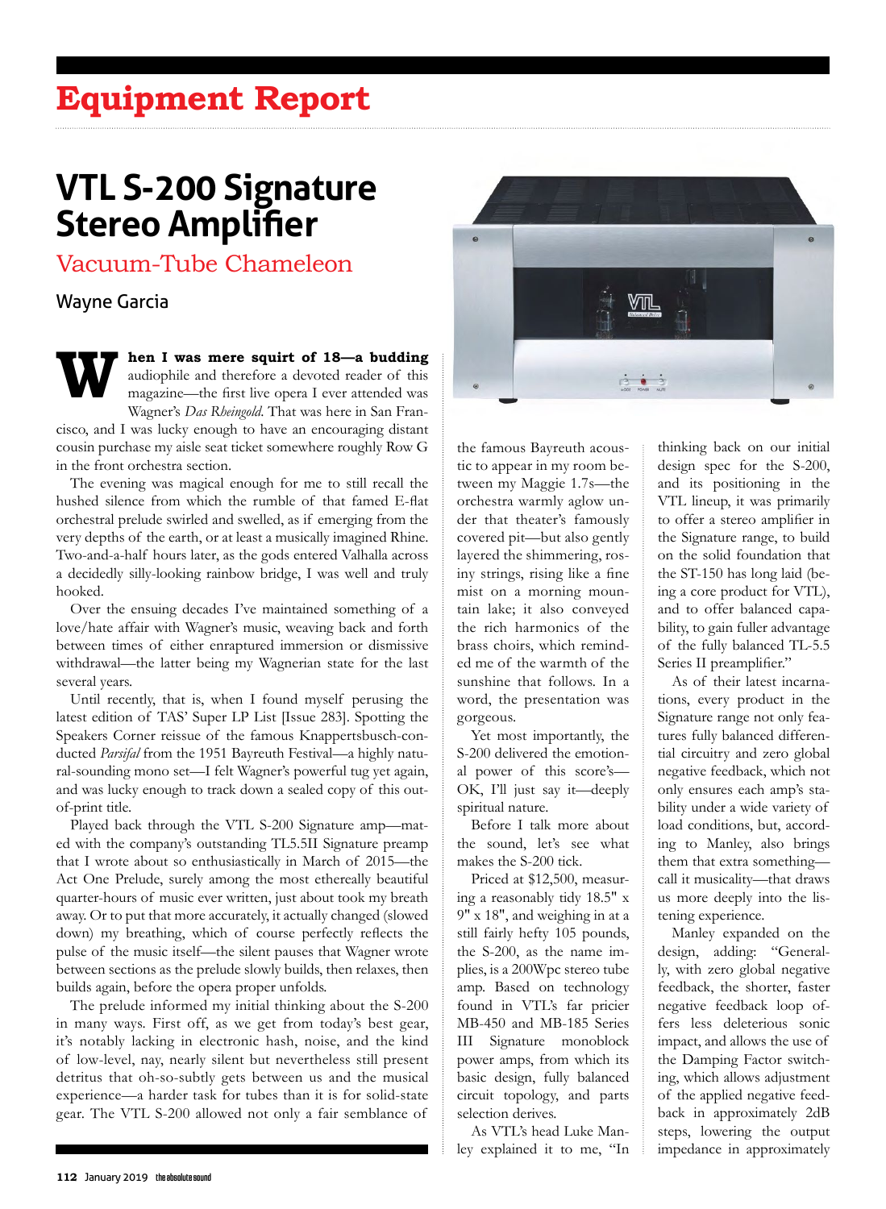# Equipment Report

## VTL S-200 Signature Stereo Amplifier

### Vacuum-Tube Chameleon

Wayne Garcia

**When I was mere squirt of 18—a budding** audiophile and therefore a devoted reader of this magazine—the first live opera I ever attended was Wagner's *Das Rheingold*. That was here in San Francisco, and I was lucky enough to have an encouraging distant cousin purchase my aisle seat ticket somewhere roughly Row G in the front orchestra section.

The evening was magical enough for me to still recall the hushed silence from which the rumble of that famed E-flat orchestral prelude swirled and swelled, as if emerging from the very depths of the earth, or at least a musically imagined Rhine. Two-and-a-half hours later, as the gods entered Valhalla across a decidedly silly-looking rainbow bridge, I was well and truly hooked.

Over the ensuing decades I've maintained something of a love/hate affair with Wagner's music, weaving back and forth between times of either enraptured immersion or dismissive withdrawal—the latter being my Wagnerian state for the last several years.

Until recently, that is, when I found myself perusing the latest edition of TAS' Super LP List [Issue 283]. Spotting the Speakers Corner reissue of the famous Knappertsbusch-conducted *Parsifal* from the 1951 Bayreuth Festival—a highly natural-sounding mono set—I felt Wagner's powerful tug yet again, and was lucky enough to track down a sealed copy of this out-of-print title.

Played back through the VTL S-200 Signature amp—mated with the company's outstanding TL5.5II Signature preamp that I wrote about so enthusiastically in March of 2015—the Act One Prelude, surely among the most ethereally beautiful quarter-hours of music ever written, just about took my breath away. Or to put that more accurately, it actually changed (slowed down) my breathing, which of course perfectly reflects the pulse of the music itself—the silent pauses that Wagner wrote between sections as the prelude slowly builds, then relaxes, then builds again, before the opera proper unfolds.

The prelude informed my initial thinking about the S-200 in many ways. First off, as we get from today's best gear, it's notably lacking in electronic hash, noise, and the kind of low-level, nay, nearly silent but nevertheless still present detritus that oh-so-subtly gets between us and the musical experience—a harder task for tubes than it is for solid-state gear. The VTL S-200 allowed not only a fair semblance of the famous Bayreuth acoustic to appear in my room between my Maggie 1.7s—the orchestra warmly aglow under that theater's famously covered pit—but also gently layered the shimmering, rosiny strings, rising like a fine mist on a morning mountain lake; it also conveyed the rich harmonics of the brass choirs, which reminded me of the warmth of the sunshine that follows. In a word, the presentation was gorgeous.

Yet most importantly, the S-200 delivered the emotional power of this score's—OK, I'll just say it—deeply spiritual nature.

Before I talk more about the sound, let's see what makes the S-200 tick.

Priced at $12,500, measuring a reasonably tidy 18.5" x 9" x 18", and weighing in at a still fairly hefty 105 pounds, the S-200, as the name implies, is a 200Wpc stereo tube amp. Based on technology found in VTL's far pricier MB-450 and MB-185 Series III Signature monoblock power amps, from which its basic design, fully balanced circuit topology, and parts selection derives.

As VTL's head Luke Manley explained it to me, "In thinking back on our initial design spec for the S-200, and its positioning in the VTL lineup, it was primarily to offer a stereo amplifier in the Signature range, to build on the solid foundation that the ST-150 has long laid (being a core product for VTL), and to offer balanced capability, to gain fuller advantage of the fully balanced TL-5.5 Series II preamplifier."

As of their latest incarnations, every product in the Signature range not only features fully balanced differential circuitry and zero global negative feedback, which not only ensures each amp's stability under a wide variety of load conditions, but, according to Manley, also brings them that extra something—call it musicality—that draws us more deeply into the listening experience.

Manley expanded on the design, adding: "Generally, with zero global negative feedback, the shorter, faster negative feedback loop offers less deleterious sonic impact, and allows the use of the Damping Factor switching, which allows adjustment of the applied negative feedback in approximately 2dB steps, lowering the output impedance in approximately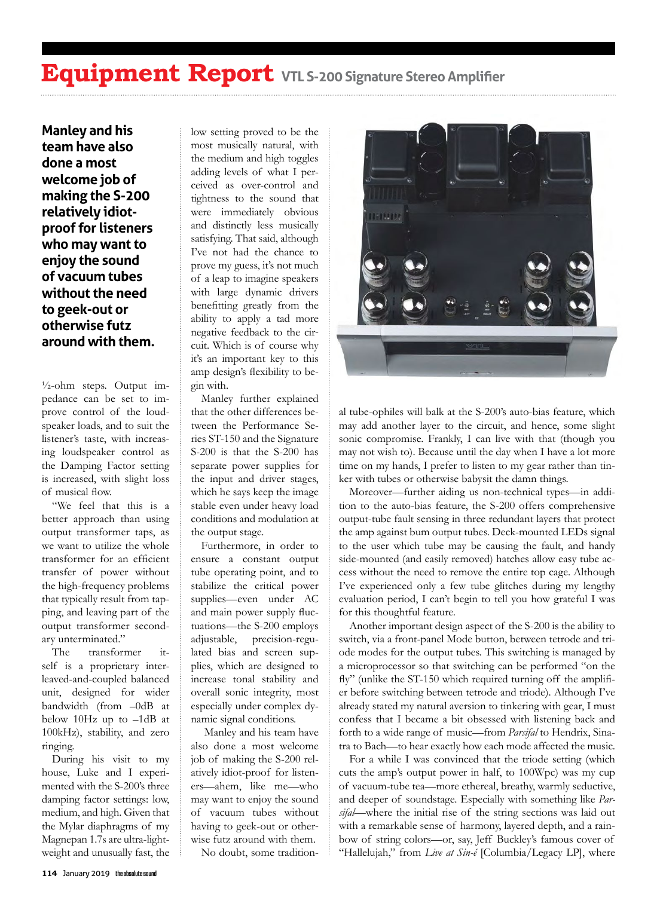# Equipment Report VTL S-200 Signature Stereo Amplifier

**Manley and his team have also done a most welcome job of making the S-200 relatively idiot-proof for listeners who may want to enjoy the sound of vacuum tubes without the need to geek-out or otherwise futz around with them.**

½-ohm steps. Output impedance can be set to improve control of the loudspeaker loads, and to suit the listener's taste, with increasing loudspeaker control as the Damping Factor setting is increased, with slight loss of musical flow.

"We feel that this is a better approach than using output transformer taps, as we want to utilize the whole transformer for an efficient transfer of power without the high-frequency problems that typically result from tapping, and leaving part of the output transformer secondary unterminated."

The transformer itself is a proprietary interleaved-and-coupled balanced unit, designed for wider bandwidth (from –0dB at below 10Hz up to –1dB at 100kHz), stability, and zero ringing.

During his visit to my house, Luke and I experimented with the S-200's three damping factor settings: low, medium, and high. Given that the Mylar diaphragms of my Magnepan 1.7s are ultra-lightweight and unusually fast, the low setting proved to be the most musically natural, with the medium and high toggles adding levels of what I perceived as over-control and tightness to the sound that were immediately obvious and distinctly less musically satisfying. That said, although I've not had the chance to prove my guess, it's not much of a leap to imagine speakers with large dynamic drivers benefitting greatly from the ability to apply a tad more negative feedback to the circuit. Which is of course why it's an important key to this amp design's flexibility to begin with.

Manley further explained that the other differences between the Performance Series ST-150 and the Signature S-200 is that the S-200 has separate power supplies for the input and driver stages, which he says keep the image stable even under heavy load conditions and modulation at the output stage.

Furthermore, in order to ensure a constant output tube operating point, and to stabilize the critical power supplies—even under AC and main power supply fluctuations—the S-200 employs adjustable, precision-regulated bias and screen supplies, which are designed to increase tonal stability and overall sonic integrity, most especially under complex dynamic signal conditions.

Manley and his team have also done a most welcome job of making the S-200 relatively idiot-proof for listeners—ahem, like me—who may want to enjoy the sound of vacuum tubes without having to geek-out or otherwise futz around with them.

No doubt, some traditional tube-ophiles will balk at the S-200's auto-bias feature, which may add another layer to the circuit, and hence, some slight sonic compromise. Frankly, I can live with that (though you may not wish to). Because until the day when I have a lot more time on my hands, I prefer to listen to my gear rather than tinker with tubes or otherwise babysit the damn things.

Moreover—further aiding us non-technical types—in addition to the auto-bias feature, the S-200 offers comprehensive output-tube fault sensing in three redundant layers that protect the amp against bum output tubes. Deck-mounted LEDs signal to the user which tube may be causing the fault, and handy side-mounted (and easily removed) hatches allow easy tube access without the need to remove the entire top cage. Although I've experienced only a few tube glitches during my lengthy evaluation period, I can't begin to tell you how grateful I was for this thoughtful feature.

Another important design aspect of the S-200 is the ability to switch, via a front-panel Mode button, between tetrode and triode modes for the output tubes. This switching is managed by a microprocessor so that switching can be performed "on the fly" (unlike the ST-150 which required turning off the amplifier before switching between tetrode and triode). Although I've already stated my natural aversion to tinkering with gear, I must confess that I became a bit obsessed with listening back and forth to a wide range of music—from *Parsifal* to Hendrix, Sinatra to Bach—to hear exactly how each mode affected the music.

For a while I was convinced that the triode setting (which cuts the amp's output power in half, to 100Wpc) was my cup of vacuum-tube tea—more ethereal, breathy, warmly seductive, and deeper of soundstage. Especially with something like *Parsifal*—where the initial rise of the string sections was laid out with a remarkable sense of harmony, layered depth, and a rainbow of string colors—or, say, Jeff Buckley's famous cover of "Hallelujah," from *Live at Sin-é* [Columbia/Legacy LP], where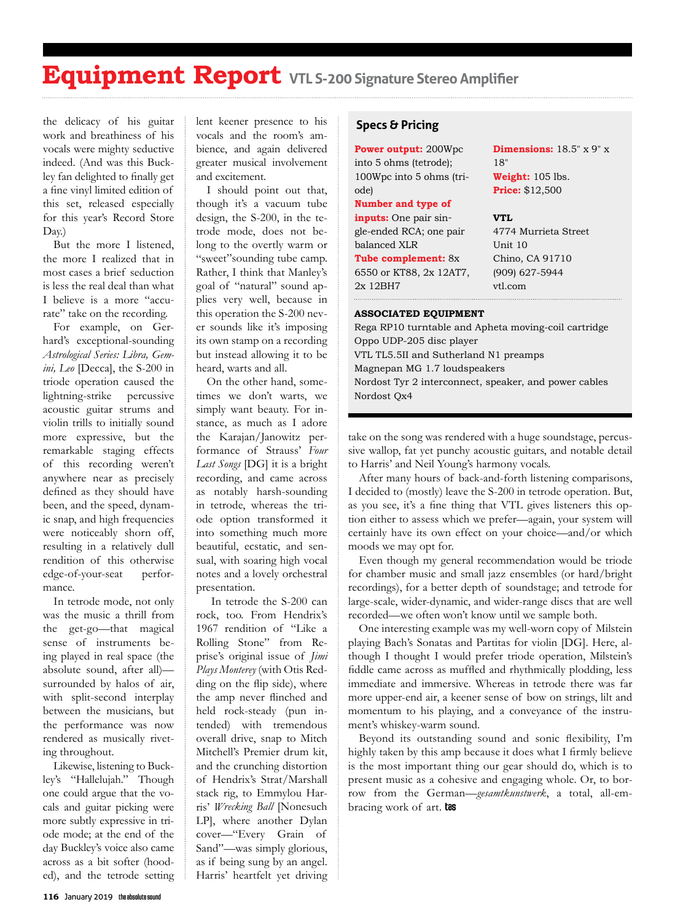# Equipment Report VTL S-200 Signature Stereo Amplifier

the delicacy of his guitar work and breathiness of his vocals were mighty seductive indeed. (And was this Buckley fan delighted to finally get a fine vinyl limited edition of this set, released especially for this year's Record Store Day.)

But the more I listened, the more I realized that in most cases a brief seduction is less the real deal than what I believe is a more "accurate" take on the recording.

For example, on Gerhard's exceptional-sounding *Astrological Series: Libra, Gemini, Leo* [Decca], the S-200 in triode operation caused the lightning-strike percussive acoustic guitar strums and violin trills to initially sound more expressive, but the remarkable staging effects of this recording weren't anywhere near as precisely defined as they should have been, and the speed, dynamic snap, and high frequencies were noticeably shorn off, resulting in a relatively dull rendition of this otherwise edge-of-your-seat performance.

In tetrode mode, not only was the music a thrill from the get-go—that magical sense of instruments being played in real space (the absolute sound, after all)—surrounded by halos of air, with split-second interplay between the musicians, but the performance was now rendered as musically riveting throughout.

Likewise, listening to Buckley's "Hallelujah." Though one could argue that the vocals and guitar picking were more subtly expressive in triode mode; at the end of the day Buckley's voice also came across as a bit softer (hooded), and the tetrode setting lent keener presence to his vocals and the room's ambience, and again delivered greater musical involvement and excitement.

I should point out that, though it's a vacuum tube design, the S-200, in the tetrode mode, does not belong to the overtly warm or "sweet"sounding tube camp. Rather, I think that Manley's goal of "natural" sound applies very well, because in this operation the S-200 never sounds like it's imposing its own stamp on a recording but instead allowing it to be heard, warts and all.

On the other hand, sometimes we don't warts, we simply want beauty. For instance, as much as I adore the Karajan/Janowitz performance of Strauss' *Four Last Songs* [DG] it is a bright recording, and came across as notably harsh-sounding in tetrode, whereas the triode option transformed it into something much more beautiful, ecstatic, and sensual, with soaring high vocal notes and a lovely orchestral presentation.

In tetrode the S-200 can rock, too. From Hendrix's 1967 rendition of "Like a Rolling Stone" from Reprise's original issue of *Jimi Plays Monterey* (with Otis Redding on the flip side), where the amp never flinched and held rock-steady (pun intended) with tremendous overall drive, snap to Mitch Mitchell's Premier drum kit, and the crunching distortion of Hendrix's Strat/Marshall stack rig, to Emmylou Harris' *Wrecking Ball* [Nonesuch LP], where another Dylan cover—"Every Grain of Sand"—was simply glorious, as if being sung by an angel. Harris' heartfelt yet driving take on the song was rendered with a huge soundstage, percussive wallop, fat yet punchy acoustic guitars, and notable detail to Harris' and Neil Young's harmony vocals.

After many hours of back-and-forth listening comparisons, I decided to (mostly) leave the S-200 in tetrode operation. But, as you see, it's a fine thing that VTL gives listeners this option either to assess which we prefer—again, your system will certainly have its own effect on your choice—and/or which moods we may opt for.

Even though my general recommendation would be triode for chamber music and small jazz ensembles (or hard/bright recordings), for a better depth of soundstage; and tetrode for large-scale, wider-dynamic, and wider-range discs that are well recorded—we often won't know until we sample both.

One interesting example was my well-worn copy of Milstein playing Bach's Sonatas and Partitas for violin [DG]. Here, although I thought I would prefer triode operation, Milstein's fiddle came across as muffled and rhythmically plodding, less immediate and immersive. Whereas in tetrode there was far more upper-end air, a keener sense of bow on strings, lilt and momentum to his playing, and a conveyance of the instrument's whiskey-warm sound.

Beyond its outstanding sound and sonic flexibility, I'm highly taken by this amp because it does what I firmly believe is the most important thing our gear should do, which is to present music as a cohesive and engaging whole. Or, to borrow from the German—*gesamtkunstwerk*, a total, all-embracing work of art. tas

## Specs & Pricing

**Power output:** 200Wpc into 5 ohms (tetrode); 100Wpc into 5 ohms (triode)
**Number and type of inputs:** One pair single-ended RCA; one pair balanced XLR
**Tube complement:** 8x 6550 or KT88, 2x 12AT7, 2x 12BH7
**Dimensions:** 18.5" x 9" x 18"
**Weight:** 105 lbs.
**Price:** $12,500

**VTL**
4774 Murrieta Street
Unit 10
Chino, CA 91710
(909) 627-5944
vtl.com

**ASSOCIATED EQUIPMENT**
Rega RP10 turntable and Apheta moving-coil cartridge
Oppo UDP-205 disc player
VTL TL5.5II and Sutherland N1 preamps
Magnepan MG 1.7 loudspeakers
Nordost Tyr 2 interconnect, speaker, and power cables
Nordost Qx4